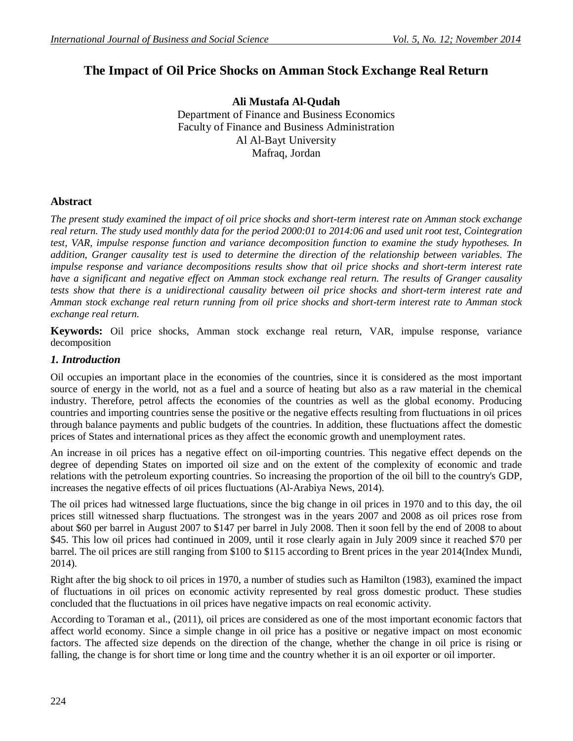# The Impact of Oil Price Shocks on Amman Stock Exchange Real Return

**Ali Mustafa Al-Qudah**
Department of Finance and Business Economics
Faculty of Finance and Business Administration
Al Al-Bayt University
Mafraq, Jordan

## Abstract

*The present study examined the impact of oil price shocks and short-term interest rate on Amman stock exchange real return. The study used monthly data for the period 2000:01 to 2014:06 and used unit root test, Cointegration test, VAR, impulse response function and variance decomposition function to examine the study hypotheses. In addition, Granger causality test is used to determine the direction of the relationship between variables. The impulse response and variance decompositions results show that oil price shocks and short-term interest rate have a significant and negative effect on Amman stock exchange real return. The results of Granger causality tests show that there is a unidirectional causality between oil price shocks and short-term interest rate and Amman stock exchange real return running from oil price shocks and short-term interest rate to Amman stock exchange real return.*

**Keywords:** Oil price shocks, Amman stock exchange real return, VAR, impulse response, variance decomposition

## *1. Introduction*

Oil occupies an important place in the economies of the countries, since it is considered as the most important source of energy in the world, not as a fuel and a source of heating but also as a raw material in the chemical industry. Therefore, petrol affects the economies of the countries as well as the global economy. Producing countries and importing countries sense the positive or the negative effects resulting from fluctuations in oil prices through balance payments and public budgets of the countries. In addition, these fluctuations affect the domestic prices of States and international prices as they affect the economic growth and unemployment rates.

An increase in oil prices has a negative effect on oil-importing countries. This negative effect depends on the degree of depending States on imported oil size and on the extent of the complexity of economic and trade relations with the petroleum exporting countries. So increasing the proportion of the oil bill to the country's GDP, increases the negative effects of oil prices fluctuations (Al-Arabiya News, 2014).

The oil prices had witnessed large fluctuations, since the big change in oil prices in 1970 and to this day, the oil prices still witnessed sharp fluctuations. The strongest was in the years 2007 and 2008 as oil prices rose from about $60 per barrel in August 2007 to $147 per barrel in July 2008. Then it soon fell by the end of 2008 to about $45. This low oil prices had continued in 2009, until it rose clearly again in July 2009 since it reached $70 per barrel. The oil prices are still ranging from $100 to $115 according to Brent prices in the year 2014(Index Mundi, 2014).

Right after the big shock to oil prices in 1970, a number of studies such as Hamilton (1983), examined the impact of fluctuations in oil prices on economic activity represented by real gross domestic product. These studies concluded that the fluctuations in oil prices have negative impacts on real economic activity.

According to Toraman et al., (2011), oil prices are considered as one of the most important economic factors that affect world economy. Since a simple change in oil price has a positive or negative impact on most economic factors. The affected size depends on the direction of the change, whether the change in oil price is rising or falling, the change is for short time or long time and the country whether it is an oil exporter or oil importer.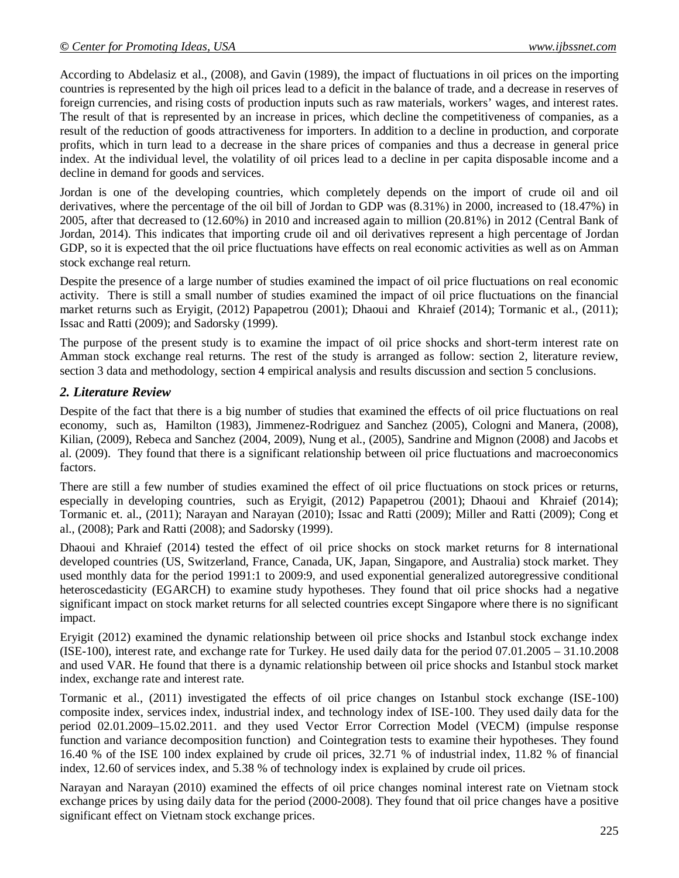According to Abdelasiz et al., (2008), and Gavin (1989), the impact of fluctuations in oil prices on the importing countries is represented by the high oil prices lead to a deficit in the balance of trade, and a decrease in reserves of foreign currencies, and rising costs of production inputs such as raw materials, workers' wages, and interest rates. The result of that is represented by an increase in prices, which decline the competitiveness of companies, as a result of the reduction of goods attractiveness for importers. In addition to a decline in production, and corporate profits, which in turn lead to a decrease in the share prices of companies and thus a decrease in general price index. At the individual level, the volatility of oil prices lead to a decline in per capita disposable income and a decline in demand for goods and services.

Jordan is one of the developing countries, which completely depends on the import of crude oil and oil derivatives, where the percentage of the oil bill of Jordan to GDP was (8.31%) in 2000, increased to (18.47%) in 2005, after that decreased to (12.60%) in 2010 and increased again to million (20.81%) in 2012 (Central Bank of Jordan, 2014). This indicates that importing crude oil and oil derivatives represent a high percentage of Jordan GDP, so it is expected that the oil price fluctuations have effects on real economic activities as well as on Amman stock exchange real return.

Despite the presence of a large number of studies examined the impact of oil price fluctuations on real economic activity. There is still a small number of studies examined the impact of oil price fluctuations on the financial market returns such as Eryigit, (2012) Papapetrou (2001); Dhaoui and Khraief (2014); Tormanic et al., (2011); Issac and Ratti (2009); and Sadorsky (1999).

The purpose of the present study is to examine the impact of oil price shocks and short-term interest rate on Amman stock exchange real returns. The rest of the study is arranged as follow: section 2, literature review, section 3 data and methodology, section 4 empirical analysis and results discussion and section 5 conclusions.

## *2. Literature Review*

Despite of the fact that there is a big number of studies that examined the effects of oil price fluctuations on real economy, such as, Hamilton (1983), Jimmenez-Rodriguez and Sanchez (2005), Cologni and Manera, (2008), Kilian, (2009), Rebeca and Sanchez (2004, 2009), Nung et al., (2005), Sandrine and Mignon (2008) and Jacobs et al. (2009). They found that there is a significant relationship between oil price fluctuations and macroeconomics factors.

There are still a few number of studies examined the effect of oil price fluctuations on stock prices or returns, especially in developing countries, such as Eryigit, (2012) Papapetrou (2001); Dhaoui and Khraief (2014); Tormanic et. al., (2011); Narayan and Narayan (2010); Issac and Ratti (2009); Miller and Ratti (2009); Cong et al., (2008); Park and Ratti (2008); and Sadorsky (1999).

Dhaoui and Khraief (2014) tested the effect of oil price shocks on stock market returns for 8 international developed countries (US, Switzerland, France, Canada, UK, Japan, Singapore, and Australia) stock market. They used monthly data for the period 1991:1 to 2009:9, and used exponential generalized autoregressive conditional heteroscedasticity (EGARCH) to examine study hypotheses. They found that oil price shocks had a negative significant impact on stock market returns for all selected countries except Singapore where there is no significant impact.

Eryigit (2012) examined the dynamic relationship between oil price shocks and Istanbul stock exchange index (ISE-100), interest rate, and exchange rate for Turkey. He used daily data for the period 07.01.2005 – 31.10.2008 and used VAR. He found that there is a dynamic relationship between oil price shocks and Istanbul stock market index, exchange rate and interest rate.

Tormanic et al., (2011) investigated the effects of oil price changes on Istanbul stock exchange (ISE-100) composite index, services index, industrial index, and technology index of ISE-100. They used daily data for the period 02.01.2009–15.02.2011. and they used Vector Error Correction Model (VECM) (impulse response function and variance decomposition function) and Cointegration tests to examine their hypotheses. They found 16.40 % of the ISE 100 index explained by crude oil prices, 32.71 % of industrial index, 11.82 % of financial index, 12.60 of services index, and 5.38 % of technology index is explained by crude oil prices.

Narayan and Narayan (2010) examined the effects of oil price changes nominal interest rate on Vietnam stock exchange prices by using daily data for the period (2000-2008). They found that oil price changes have a positive significant effect on Vietnam stock exchange prices.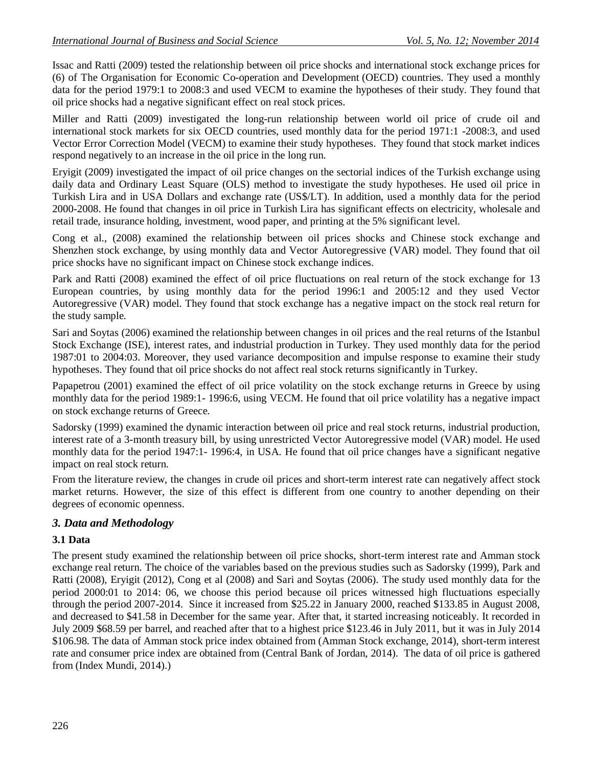Issac and Ratti (2009) tested the relationship between oil price shocks and international stock exchange prices for (6) of The Organisation for Economic Co-operation and Development (OECD) countries. They used a monthly data for the period 1979:1 to 2008:3 and used VECM to examine the hypotheses of their study. They found that oil price shocks had a negative significant effect on real stock prices.

Miller and Ratti (2009) investigated the long-run relationship between world oil price of crude oil and international stock markets for six OECD countries, used monthly data for the period 1971:1 -2008:3, and used Vector Error Correction Model (VECM) to examine their study hypotheses. They found that stock market indices respond negatively to an increase in the oil price in the long run.

Eryigit (2009) investigated the impact of oil price changes on the sectorial indices of the Turkish exchange using daily data and Ordinary Least Square (OLS) method to investigate the study hypotheses. He used oil price in Turkish Lira and in USA Dollars and exchange rate (US$/LT). In addition, used a monthly data for the period 2000-2008. He found that changes in oil price in Turkish Lira has significant effects on electricity, wholesale and retail trade, insurance holding, investment, wood paper, and printing at the 5% significant level.

Cong et al., (2008) examined the relationship between oil prices shocks and Chinese stock exchange and Shenzhen stock exchange, by using monthly data and Vector Autoregressive (VAR) model. They found that oil price shocks have no significant impact on Chinese stock exchange indices.

Park and Ratti (2008) examined the effect of oil price fluctuations on real return of the stock exchange for 13 European countries, by using monthly data for the period 1996:1 and 2005:12 and they used Vector Autoregressive (VAR) model. They found that stock exchange has a negative impact on the stock real return for the study sample.

Sari and Soytas (2006) examined the relationship between changes in oil prices and the real returns of the Istanbul Stock Exchange (ISE), interest rates, and industrial production in Turkey. They used monthly data for the period 1987:01 to 2004:03. Moreover, they used variance decomposition and impulse response to examine their study hypotheses. They found that oil price shocks do not affect real stock returns significantly in Turkey.

Papapetrou (2001) examined the effect of oil price volatility on the stock exchange returns in Greece by using monthly data for the period 1989:1- 1996:6, using VECM. He found that oil price volatility has a negative impact on stock exchange returns of Greece.

Sadorsky (1999) examined the dynamic interaction between oil price and real stock returns, industrial production, interest rate of a 3-month treasury bill, by using unrestricted Vector Autoregressive model (VAR) model. He used monthly data for the period 1947:1- 1996:4, in USA. He found that oil price changes have a significant negative impact on real stock return.

From the literature review, the changes in crude oil prices and short-term interest rate can negatively affect stock market returns. However, the size of this effect is different from one country to another depending on their degrees of economic openness.

## *3. Data and Methodology*

### 3.1 Data

The present study examined the relationship between oil price shocks, short-term interest rate and Amman stock exchange real return. The choice of the variables based on the previous studies such as Sadorsky (1999), Park and Ratti (2008), Eryigit (2012), Cong et al (2008) and Sari and Soytas (2006). The study used monthly data for the period 2000:01 to 2014: 06, we choose this period because oil prices witnessed high fluctuations especially through the period 2007-2014. Since it increased from $25.22 in January 2000, reached $133.85 in August 2008, and decreased to $41.58 in December for the same year. After that, it started increasing noticeably. It recorded in July 2009 $68.59 per barrel, and reached after that to a highest price $123.46 in July 2011, but it was in July 2014 $106.98. The data of Amman stock price index obtained from (Amman Stock exchange, 2014), short-term interest rate and consumer price index are obtained from (Central Bank of Jordan, 2014). The data of oil price is gathered from (Index Mundi, 2014).)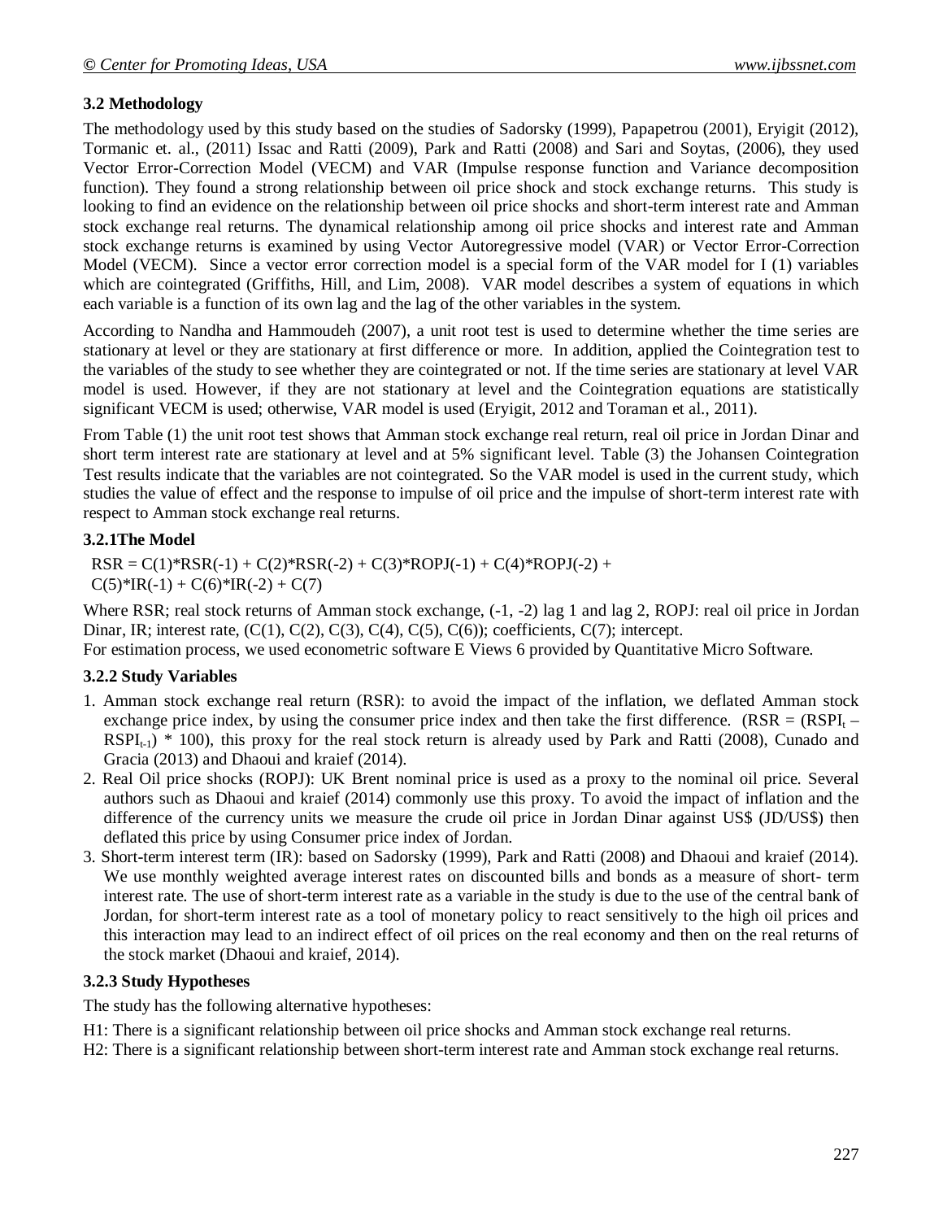### 3.2 Methodology

The methodology used by this study based on the studies of Sadorsky (1999), Papapetrou (2001), Eryigit (2012), Tormanic et. al., (2011) Issac and Ratti (2009), Park and Ratti (2008) and Sari and Soytas, (2006), they used Vector Error-Correction Model (VECM) and VAR (Impulse response function and Variance decomposition function). They found a strong relationship between oil price shock and stock exchange returns. This study is looking to find an evidence on the relationship between oil price shocks and short-term interest rate and Amman stock exchange real returns. The dynamical relationship among oil price shocks and interest rate and Amman stock exchange returns is examined by using Vector Autoregressive model (VAR) or Vector Error-Correction Model (VECM). Since a vector error correction model is a special form of the VAR model for I (1) variables which are cointegrated (Griffiths, Hill, and Lim, 2008). VAR model describes a system of equations in which each variable is a function of its own lag and the lag of the other variables in the system.

According to Nandha and Hammoudeh (2007), a unit root test is used to determine whether the time series are stationary at level or they are stationary at first difference or more. In addition, applied the Cointegration test to the variables of the study to see whether they are cointegrated or not. If the time series are stationary at level VAR model is used. However, if they are not stationary at level and the Cointegration equations are statistically significant VECM is used; otherwise, VAR model is used (Eryigit, 2012 and Toraman et al., 2011).

From Table (1) the unit root test shows that Amman stock exchange real return, real oil price in Jordan Dinar and short term interest rate are stationary at level and at 5% significant level. Table (3) the Johansen Cointegration Test results indicate that the variables are not cointegrated. So the VAR model is used in the current study, which studies the value of effect and the response to impulse of oil price and the impulse of short-term interest rate with respect to Amman stock exchange real returns.

#### 3.2.1The Model

RSR = C(1)*RSR(-1) + C(2)*RSR(-2) + C(3)*ROPJ(-1) + C(4)*ROPJ(-2) +
C(5)*IR(-1) + C(6)*IR(-2) + C(7)

Where RSR; real stock returns of Amman stock exchange, (-1, -2) lag 1 and lag 2, ROPJ: real oil price in Jordan Dinar, IR; interest rate, (C(1), C(2), C(3), C(4), C(5), C(6)); coefficients, C(7); intercept.
For estimation process, we used econometric software E Views 6 provided by Quantitative Micro Software.

#### 3.2.2 Study Variables

1. Amman stock exchange real return (RSR): to avoid the impact of the inflation, we deflated Amman stock exchange price index, by using the consumer price index and then take the first difference. (RSR = ($RSPI_t$ – $RSPI_{t-1}$) * 100), this proxy for the real stock return is already used by Park and Ratti (2008), Cunado and Gracia (2013) and Dhaoui and kraief (2014).
2. Real Oil price shocks (ROPJ): UK Brent nominal price is used as a proxy to the nominal oil price. Several authors such as Dhaoui and kraief (2014) commonly use this proxy. To avoid the impact of inflation and the difference of the currency units we measure the crude oil price in Jordan Dinar against US$ (JD/US$) then deflated this price by using Consumer price index of Jordan.
3. Short-term interest term (IR): based on Sadorsky (1999), Park and Ratti (2008) and Dhaoui and kraief (2014). We use monthly weighted average interest rates on discounted bills and bonds as a measure of short- term interest rate. The use of short-term interest rate as a variable in the study is due to the use of the central bank of Jordan, for short-term interest rate as a tool of monetary policy to react sensitively to the high oil prices and this interaction may lead to an indirect effect of oil prices on the real economy and then on the real returns of the stock market (Dhaoui and kraief, 2014).

#### 3.2.3 Study Hypotheses

The study has the following alternative hypotheses:

H1: There is a significant relationship between oil price shocks and Amman stock exchange real returns.
H2: There is a significant relationship between short-term interest rate and Amman stock exchange real returns.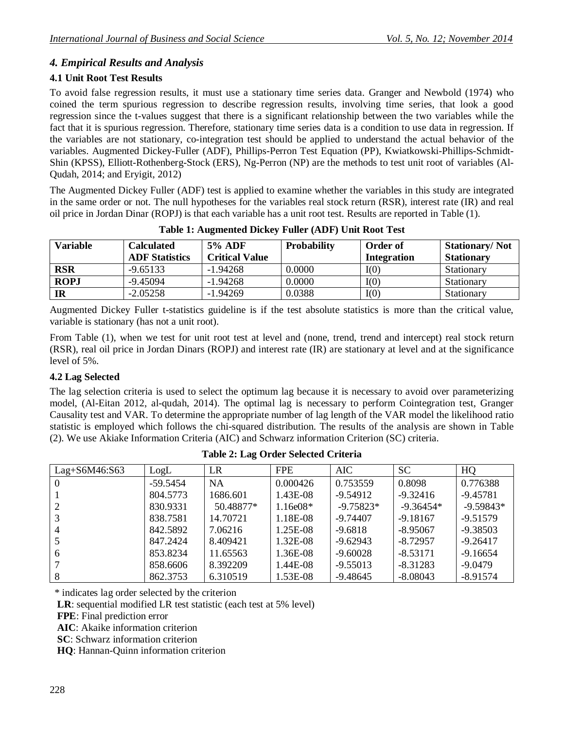## *4. Empirical Results and Analysis*

### 4.1 Unit Root Test Results

To avoid false regression results, it must use a stationary time series data. Granger and Newbold (1974) who coined the term spurious regression to describe regression results, involving time series, that look a good regression since the t-values suggest that there is a significant relationship between the two variables while the fact that it is spurious regression. Therefore, stationary time series data is a condition to use data in regression. If the variables are not stationary, co-integration test should be applied to understand the actual behavior of the variables. Augmented Dickey-Fuller (ADF), Phillips-Perron Test Equation (PP), Kwiatkowski-Phillips-Schmidt-Shin (KPSS), Elliott-Rothenberg-Stock (ERS), Ng-Perron (NP) are the methods to test unit root of variables (Al-Qudah, 2014; and Eryigit, 2012)

The Augmented Dickey Fuller (ADF) test is applied to examine whether the variables in this study are integrated in the same order or not. The null hypotheses for the variables real stock return (RSR), interest rate (IR) and real oil price in Jordan Dinar (ROPJ) is that each variable has a unit root test. Results are reported in Table (1).

**Table 1: Augmented Dickey Fuller (ADF) Unit Root Test**

| **Variable** | **Calculated ADF Statistics** | **5% ADF Critical Value** | **Probability** | **Order of Integration** | **Stationary/ Not Stationary** |
|---|---|---|---|---|---|
| **RSR** | -9.65133 | -1.94268 | 0.0000 | I(0) | Stationary |
| **ROPJ** | -9.45094 | -1.94268 | 0.0000 | I(0) | Stationary |
| **IR** | -2.05258 | -1.94269 | 0.0388 | I(0) | Stationary |

Augmented Dickey Fuller t-statistics guideline is if the test absolute statistics is more than the critical value, variable is stationary (has not a unit root).

From Table (1), when we test for unit root test at level and (none, trend, trend and intercept) real stock return (RSR), real oil price in Jordan Dinars (ROPJ) and interest rate (IR) are stationary at level and at the significance level of 5%.

### 4.2 Lag Selected

The lag selection criteria is used to select the optimum lag because it is necessary to avoid over parameterizing model, (Al-Eitan 2012, al-qudah, 2014). The optimal lag is necessary to perform Cointegration test, Granger Causality test and VAR. To determine the appropriate number of lag length of the VAR model the likelihood ratio statistic is employed which follows the chi-squared distribution. The results of the analysis are shown in Table (2). We use Akiake Information Criteria (AIC) and Schwarz information Criterion (SC) criteria.

**Table 2: Lag Order Selected Criteria**

| Lag+S6M46:S63 | LogL | LR | FPE | AIC | SC | HQ |
|---|---|---|---|---|---|---|
| 0 | -59.5454 | NA | 0.000426 | 0.753559 | 0.8098 | 0.776388 |
| 1 | 804.5773 | 1686.601 | 1.43E-08 | -9.54912 | -9.32416 | -9.45781 |
| 2 | 830.9331 | 50.48877* | 1.16e08* | -9.75823* | -9.36454* | -9.59843* |
| 3 | 838.7581 | 14.70721 | 1.18E-08 | -9.74407 | -9.18167 | -9.51579 |
| 4 | 842.5892 | 7.06216 | 1.25E-08 | -9.6818 | -8.95067 | -9.38503 |
| 5 | 847.2424 | 8.409421 | 1.32E-08 | -9.62943 | -8.72957 | -9.26417 |
| 6 | 853.8234 | 11.65563 | 1.36E-08 | -9.60028 | -8.53171 | -9.16654 |
| 7 | 858.6606 | 8.392209 | 1.44E-08 | -9.55013 | -8.31283 | -9.0479 |
| 8 | 862.3753 | 6.310519 | 1.53E-08 | -9.48645 | -8.08043 | -8.91574 |

\* indicates lag order selected by the criterion

**LR**: sequential modified LR test statistic (each test at 5% level)

**FPE**: Final prediction error

**AIC**: Akaike information criterion

**SC**: Schwarz information criterion

**HQ**: Hannan-Quinn information criterion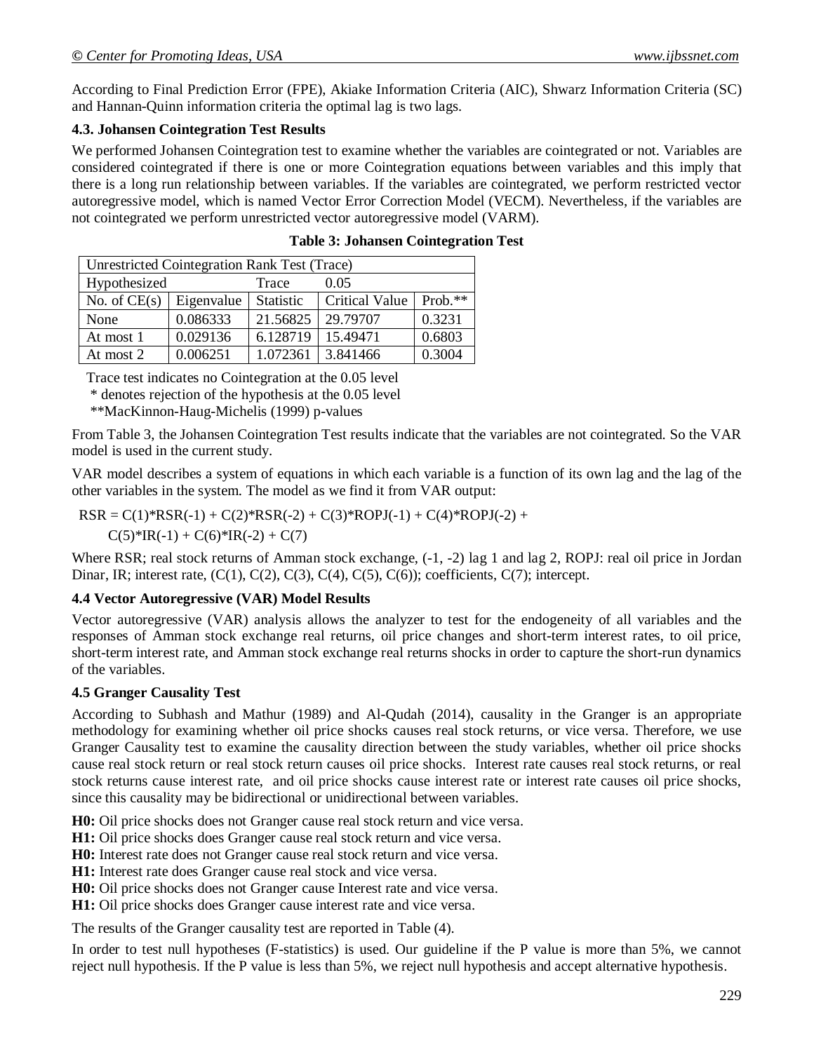According to Final Prediction Error (FPE), Akiake Information Criteria (AIC), Shwarz Information Criteria (SC) and Hannan-Quinn information criteria the optimal lag is two lags.

### 4.3. Johansen Cointegration Test Results

We performed Johansen Cointegration test to examine whether the variables are cointegrated or not. Variables are considered cointegrated if there is one or more Cointegration equations between variables and this imply that there is a long run relationship between variables. If the variables are cointegrated, we perform restricted vector autoregressive model, which is named Vector Error Correction Model (VECM). Nevertheless, if the variables are not cointegrated we perform unrestricted vector autoregressive model (VARM).

**Table 3: Johansen Cointegration Test**

| Unrestricted Cointegration Rank Test (Trace) | | | | |
|---|---|---|---|---|
| Hypothesized | | Trace | 0.05 | |
| No. of CE(s) | Eigenvalue | Statistic | Critical Value | Prob.** |
| None | 0.086333 | 21.56825 | 29.79707 | 0.3231 |
| At most 1 | 0.029136 | 6.128719 | 15.49471 | 0.6803 |
| At most 2 | 0.006251 | 1.072361 | 3.841466 | 0.3004 |

Trace test indicates no Cointegration at the 0.05 level

\* denotes rejection of the hypothesis at the 0.05 level

**MacKinnon-Haug-Michelis (1999) p-values

From Table 3, the Johansen Cointegration Test results indicate that the variables are not cointegrated. So the VAR model is used in the current study.

VAR model describes a system of equations in which each variable is a function of its own lag and the lag of the other variables in the system. The model as we find it from VAR output:

$$RSR = C(1)*RSR(-1) + C(2)*RSR(-2) + C(3)*ROPJ(-1) + C(4)*ROPJ(-2) + C(5)*IR(-1) + C(6)*IR(-2) + C(7)$$

Where RSR; real stock returns of Amman stock exchange, (-1, -2) lag 1 and lag 2, ROPJ: real oil price in Jordan Dinar, IR; interest rate, (C(1), C(2), C(3), C(4), C(5), C(6)); coefficients, C(7); intercept.

### 4.4 Vector Autoregressive (VAR) Model Results

Vector autoregressive (VAR) analysis allows the analyzer to test for the endogeneity of all variables and the responses of Amman stock exchange real returns, oil price changes and short-term interest rates, to oil price, short-term interest rate, and Amman stock exchange real returns shocks in order to capture the short-run dynamics of the variables.

### 4.5 Granger Causality Test

According to Subhash and Mathur (1989) and Al-Qudah (2014), causality in the Granger is an appropriate methodology for examining whether oil price shocks causes real stock returns, or vice versa. Therefore, we use Granger Causality test to examine the causality direction between the study variables, whether oil price shocks cause real stock return or real stock return causes oil price shocks. Interest rate causes real stock returns, or real stock returns cause interest rate, and oil price shocks cause interest rate or interest rate causes oil price shocks, since this causality may be bidirectional or unidirectional between variables.

**H0:** Oil price shocks does not Granger cause real stock return and vice versa.

**H1:** Oil price shocks does Granger cause real stock return and vice versa.

**H0:** Interest rate does not Granger cause real stock return and vice versa.

**H1:** Interest rate does Granger cause real stock and vice versa.

**H0:** Oil price shocks does not Granger cause Interest rate and vice versa.

**H1:** Oil price shocks does Granger cause interest rate and vice versa.

The results of the Granger causality test are reported in Table (4).

In order to test null hypotheses (F-statistics) is used. Our guideline if the P value is more than 5%, we cannot reject null hypothesis. If the P value is less than 5%, we reject null hypothesis and accept alternative hypothesis.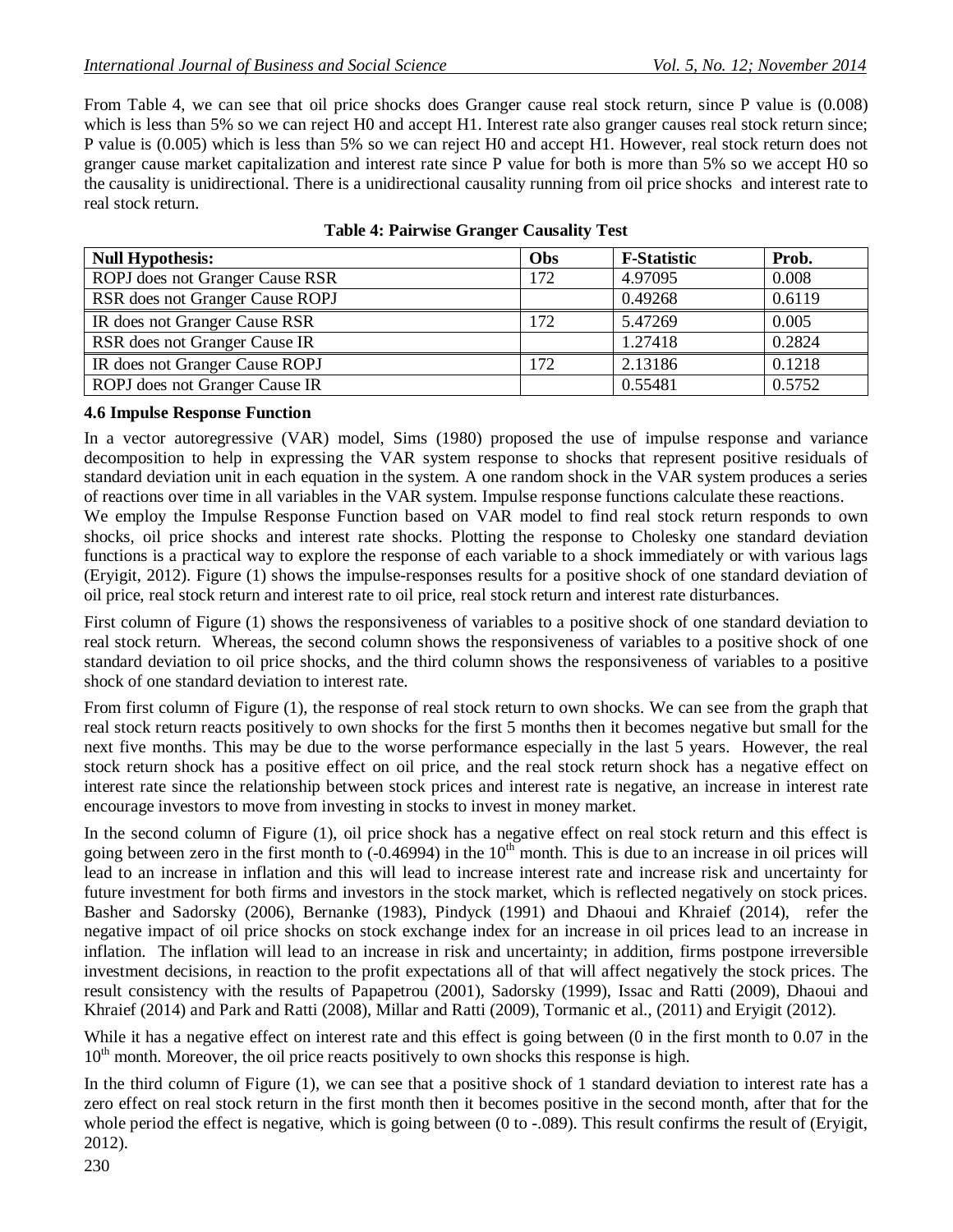From Table 4, we can see that oil price shocks does Granger cause real stock return, since P value is (0.008) which is less than 5% so we can reject H0 and accept H1. Interest rate also granger causes real stock return since; P value is (0.005) which is less than 5% so we can reject H0 and accept H1. However, real stock return does not granger cause market capitalization and interest rate since P value for both is more than 5% so we accept H0 so the causality is unidirectional. There is a unidirectional causality running from oil price shocks and interest rate to real stock return.

**Table 4: Pairwise Granger Causality Test**

| Null Hypothesis: | Obs | F-Statistic | Prob. |
|---|---|---|---|
| ROPJ does not Granger Cause RSR | 172 | 4.97095 | 0.008 |
| RSR does not Granger Cause ROPJ | | 0.49268 | 0.6119 |
| IR does not Granger Cause RSR | 172 | 5.47269 | 0.005 |
| RSR does not Granger Cause IR | | 1.27418 | 0.2824 |
| IR does not Granger Cause ROPJ | 172 | 2.13186 | 0.1218 |
| ROPJ does not Granger Cause IR | | 0.55481 | 0.5752 |

### 4.6 Impulse Response Function

In a vector autoregressive (VAR) model, Sims (1980) proposed the use of impulse response and variance decomposition to help in expressing the VAR system response to shocks that represent positive residuals of standard deviation unit in each equation in the system. A one random shock in the VAR system produces a series of reactions over time in all variables in the VAR system. Impulse response functions calculate these reactions.

We employ the Impulse Response Function based on VAR model to find real stock return responds to own shocks, oil price shocks and interest rate shocks. Plotting the response to Cholesky one standard deviation functions is a practical way to explore the response of each variable to a shock immediately or with various lags (Eryigit, 2012). Figure (1) shows the impulse-responses results for a positive shock of one standard deviation of oil price, real stock return and interest rate to oil price, real stock return and interest rate disturbances.

First column of Figure (1) shows the responsiveness of variables to a positive shock of one standard deviation to real stock return. Whereas, the second column shows the responsiveness of variables to a positive shock of one standard deviation to oil price shocks, and the third column shows the responsiveness of variables to a positive shock of one standard deviation to interest rate.

From first column of Figure (1), the response of real stock return to own shocks. We can see from the graph that real stock return reacts positively to own shocks for the first 5 months then it becomes negative but small for the next five months. This may be due to the worse performance especially in the last 5 years. However, the real stock return shock has a positive effect on oil price, and the real stock return shock has a negative effect on interest rate since the relationship between stock prices and interest rate is negative, an increase in interest rate encourage investors to move from investing in stocks to invest in money market.

In the second column of Figure (1), oil price shock has a negative effect on real stock return and this effect is going between zero in the first month to (-0.46994) in the 10th month. This is due to an increase in oil prices will lead to an increase in inflation and this will lead to increase interest rate and increase risk and uncertainty for future investment for both firms and investors in the stock market, which is reflected negatively on stock prices. Basher and Sadorsky (2006), Bernanke (1983), Pindyck (1991) and Dhaoui and Khraief (2014), refer the negative impact of oil price shocks on stock exchange index for an increase in oil prices lead to an increase in inflation. The inflation will lead to an increase in risk and uncertainty; in addition, firms postpone irreversible investment decisions, in reaction to the profit expectations all of that will affect negatively the stock prices. The result consistency with the results of Papapetrou (2001), Sadorsky (1999), Issac and Ratti (2009), Dhaoui and Khraief (2014) and Park and Ratti (2008), Millar and Ratti (2009), Tormanic et al., (2011) and Eryigit (2012).

While it has a negative effect on interest rate and this effect is going between (0 in the first month to 0.07 in the 10th month. Moreover, the oil price reacts positively to own shocks this response is high.

In the third column of Figure (1), we can see that a positive shock of 1 standard deviation to interest rate has a zero effect on real stock return in the first month then it becomes positive in the second month, after that for the whole period the effect is negative, which is going between (0 to -.089). This result confirms the result of (Eryigit, 2012).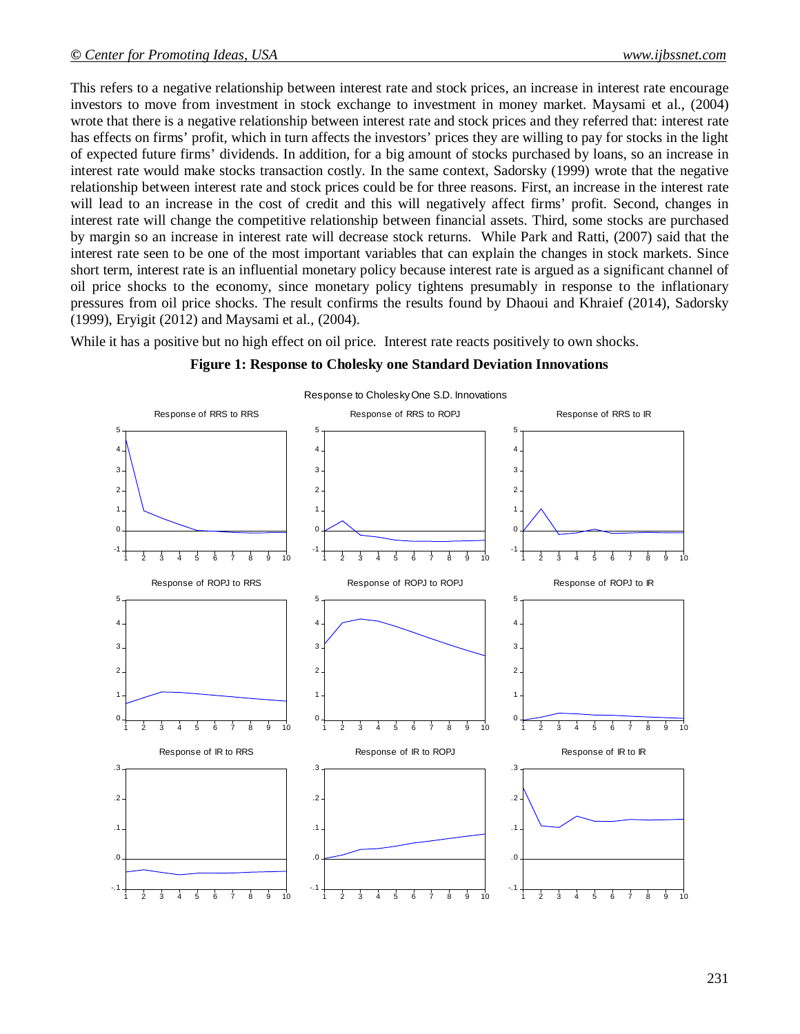This refers to a negative relationship between interest rate and stock prices, an increase in interest rate encourage investors to move from investment in stock exchange to investment in money market. Maysami et al., (2004) wrote that there is a negative relationship between interest rate and stock prices and they referred that: interest rate has effects on firms' profit, which in turn affects the investors' prices they are willing to pay for stocks in the light of expected future firms' dividends. In addition, for a big amount of stocks purchased by loans, so an increase in interest rate would make stocks transaction costly. In the same context, Sadorsky (1999) wrote that the negative relationship between interest rate and stock prices could be for three reasons. First, an increase in the interest rate will lead to an increase in the cost of credit and this will negatively affect firms' profit. Second, changes in interest rate will change the competitive relationship between financial assets. Third, some stocks are purchased by margin so an increase in interest rate will decrease stock returns. While Park and Ratti, (2007) said that the interest rate seen to be one of the most important variables that can explain the changes in stock markets. Since short term, interest rate is an influential monetary policy because interest rate is argued as a significant channel of oil price shocks to the economy, since monetary policy tightens presumably in response to the inflationary pressures from oil price shocks. The result confirms the results found by Dhaoui and Khraief (2014), Sadorsky (1999), Eryigit (2012) and Maysami et al., (2004).

While it has a positive but no high effect on oil price. Interest rate reacts positively to own shocks.

**Figure 1: Response to Cholesky one Standard Deviation Innovations**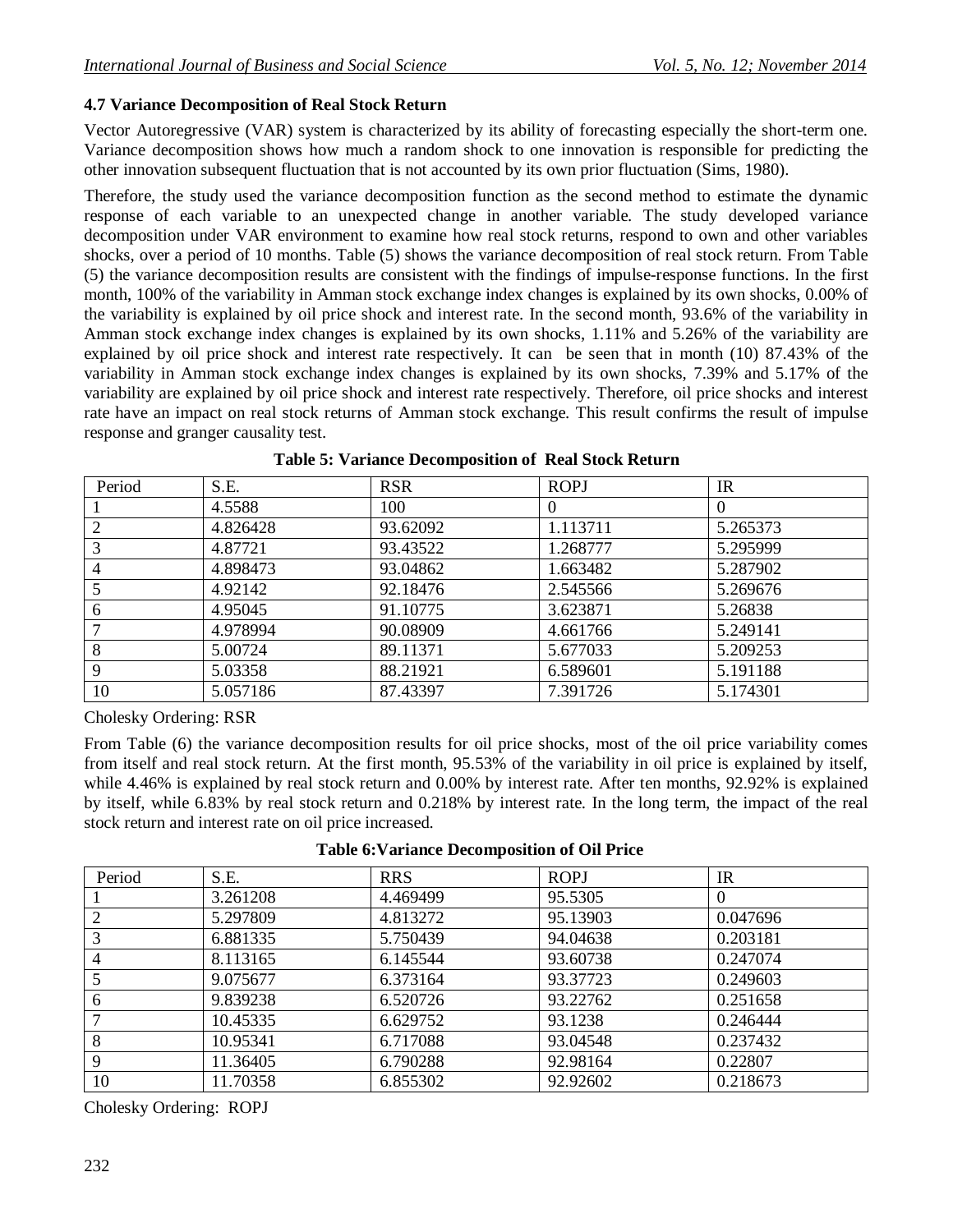### 4.7 Variance Decomposition of Real Stock Return

Vector Autoregressive (VAR) system is characterized by its ability of forecasting especially the short-term one. Variance decomposition shows how much a random shock to one innovation is responsible for predicting the other innovation subsequent fluctuation that is not accounted by its own prior fluctuation (Sims, 1980).

Therefore, the study used the variance decomposition function as the second method to estimate the dynamic response of each variable to an unexpected change in another variable. The study developed variance decomposition under VAR environment to examine how real stock returns, respond to own and other variables shocks, over a period of 10 months. Table (5) shows the variance decomposition of real stock return. From Table (5) the variance decomposition results are consistent with the findings of impulse-response functions. In the first month, 100% of the variability in Amman stock exchange index changes is explained by its own shocks, 0.00% of the variability is explained by oil price shock and interest rate. In the second month, 93.6% of the variability in Amman stock exchange index changes is explained by its own shocks, 1.11% and 5.26% of the variability are explained by oil price shock and interest rate respectively. It can be seen that in month (10) 87.43% of the variability in Amman stock exchange index changes is explained by its own shocks, 7.39% and 5.17% of the variability are explained by oil price shock and interest rate respectively. Therefore, oil price shocks and interest rate have an impact on real stock returns of Amman stock exchange. This result confirms the result of impulse response and granger causality test.

**Table 5: Variance Decomposition of Real Stock Return**

| Period | S.E. | RSR | ROPJ | IR |
|---|---|---|---|---|
| 1 | 4.5588 | 100 | 0 | 0 |
| 2 | 4.826428 | 93.62092 | 1.113711 | 5.265373 |
| 3 | 4.87721 | 93.43522 | 1.268777 | 5.295999 |
| 4 | 4.898473 | 93.04862 | 1.663482 | 5.287902 |
| 5 | 4.92142 | 92.18476 | 2.545566 | 5.269676 |
| 6 | 4.95045 | 91.10775 | 3.623871 | 5.26838 |
| 7 | 4.978994 | 90.08909 | 4.661766 | 5.249141 |
| 8 | 5.00724 | 89.11371 | 5.677033 | 5.209253 |
| 9 | 5.03358 | 88.21921 | 6.589601 | 5.191188 |
| 10 | 5.057186 | 87.43397 | 7.391726 | 5.174301 |

Cholesky Ordering: RSR

From Table (6) the variance decomposition results for oil price shocks, most of the oil price variability comes from itself and real stock return. At the first month, 95.53% of the variability in oil price is explained by itself, while 4.46% is explained by real stock return and 0.00% by interest rate. After ten months, 92.92% is explained by itself, while 6.83% by real stock return and 0.218% by interest rate. In the long term, the impact of the real stock return and interest rate on oil price increased.

**Table 6: Variance Decomposition of Oil Price**

| Period | S.E. | RRS | ROPJ | IR |
|---|---|---|---|---|
| 1 | 3.261208 | 4.469499 | 95.5305 | 0 |
| 2 | 5.297809 | 4.813272 | 95.13903 | 0.047696 |
| 3 | 6.881335 | 5.750439 | 94.04638 | 0.203181 |
| 4 | 8.113165 | 6.145544 | 93.60738 | 0.247074 |
| 5 | 9.075677 | 6.373164 | 93.37723 | 0.249603 |
| 6 | 9.839238 | 6.520726 | 93.22762 | 0.251658 |
| 7 | 10.45335 | 6.629752 | 93.1238 | 0.246444 |
| 8 | 10.95341 | 6.717088 | 93.04548 | 0.237432 |
| 9 | 11.36405 | 6.790288 | 92.98164 | 0.22807 |
| 10 | 11.70358 | 6.855302 | 92.92602 | 0.218673 |

Cholesky Ordering: ROPJ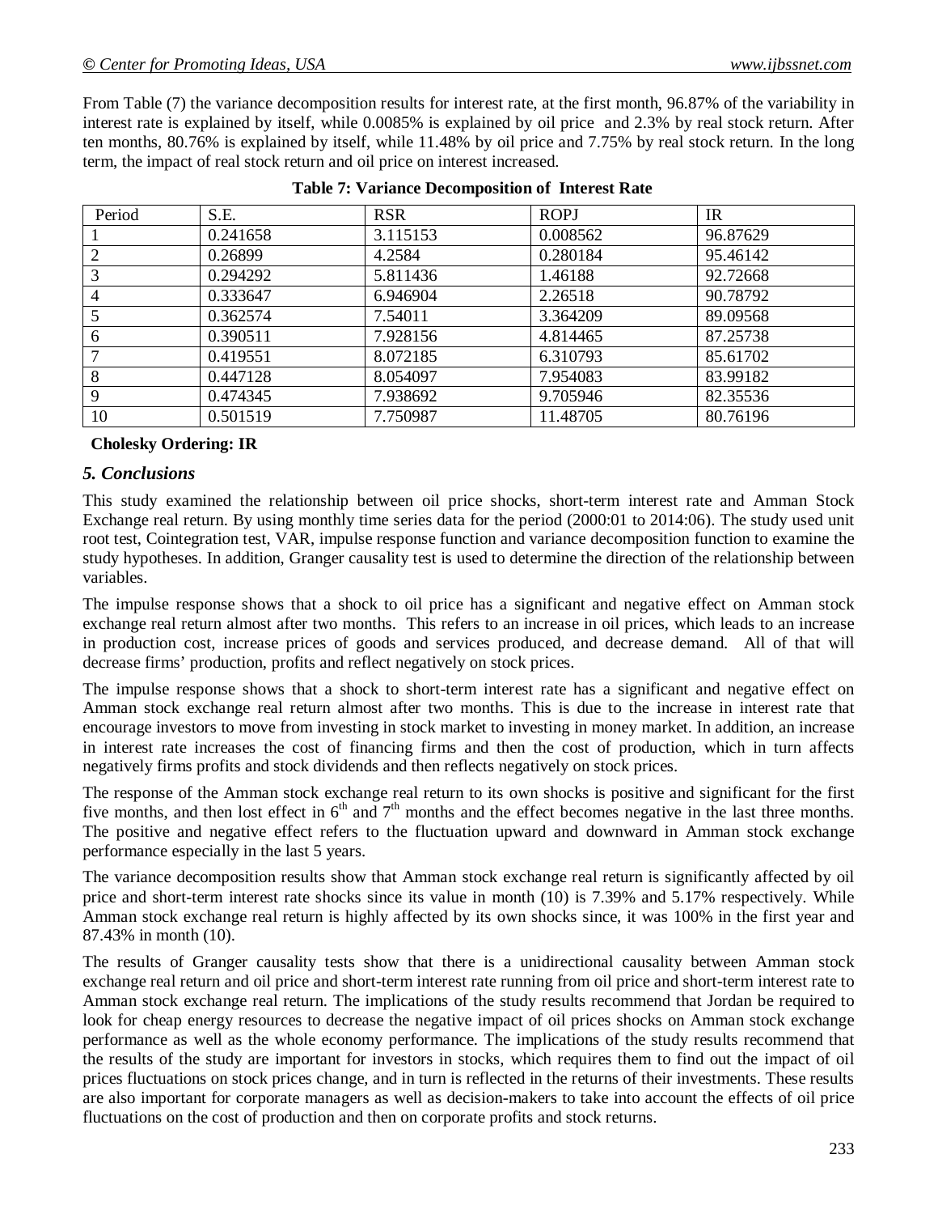From Table (7) the variance decomposition results for interest rate, at the first month, 96.87% of the variability in interest rate is explained by itself, while 0.0085% is explained by oil price and 2.3% by real stock return. After ten months, 80.76% is explained by itself, while 11.48% by oil price and 7.75% by real stock return. In the long term, the impact of real stock return and oil price on interest increased.

**Table 7: Variance Decomposition of Interest Rate**

| Period | S.E. | RSR | ROPJ | IR |
|---|---|---|---|---|
| 1 | 0.241658 | 3.115153 | 0.008562 | 96.87629 |
| 2 | 0.26899 | 4.2584 | 0.280184 | 95.46142 |
| 3 | 0.294292 | 5.811436 | 1.46188 | 92.72668 |
| 4 | 0.333647 | 6.946904 | 2.26518 | 90.78792 |
| 5 | 0.362574 | 7.54011 | 3.364209 | 89.09568 |
| 6 | 0.390511 | 7.928156 | 4.814465 | 87.25738 |
| 7 | 0.419551 | 8.072185 | 6.310793 | 85.61702 |
| 8 | 0.447128 | 8.054097 | 7.954083 | 83.99182 |
| 9 | 0.474345 | 7.938692 | 9.705946 | 82.35536 |
| 10 | 0.501519 | 7.750987 | 11.48705 | 80.76196 |

**Cholesky Ordering: IR**

## *5. Conclusions*

This study examined the relationship between oil price shocks, short-term interest rate and Amman Stock Exchange real return. By using monthly time series data for the period (2000:01 to 2014:06). The study used unit root test, Cointegration test, VAR, impulse response function and variance decomposition function to examine the study hypotheses. In addition, Granger causality test is used to determine the direction of the relationship between variables.

The impulse response shows that a shock to oil price has a significant and negative effect on Amman stock exchange real return almost after two months. This refers to an increase in oil prices, which leads to an increase in production cost, increase prices of goods and services produced, and decrease demand. All of that will decrease firms' production, profits and reflect negatively on stock prices.

The impulse response shows that a shock to short-term interest rate has a significant and negative effect on Amman stock exchange real return almost after two months. This is due to the increase in interest rate that encourage investors to move from investing in stock market to investing in money market. In addition, an increase in interest rate increases the cost of financing firms and then the cost of production, which in turn affects negatively firms profits and stock dividends and then reflects negatively on stock prices.

The response of the Amman stock exchange real return to its own shocks is positive and significant for the first five months, and then lost effect in 6th and 7th months and the effect becomes negative in the last three months. The positive and negative effect refers to the fluctuation upward and downward in Amman stock exchange performance especially in the last 5 years.

The variance decomposition results show that Amman stock exchange real return is significantly affected by oil price and short-term interest rate shocks since its value in month (10) is 7.39% and 5.17% respectively. While Amman stock exchange real return is highly affected by its own shocks since, it was 100% in the first year and 87.43% in month (10).

The results of Granger causality tests show that there is a unidirectional causality between Amman stock exchange real return and oil price and short-term interest rate running from oil price and short-term interest rate to Amman stock exchange real return. The implications of the study results recommend that Jordan be required to look for cheap energy resources to decrease the negative impact of oil prices shocks on Amman stock exchange performance as well as the whole economy performance. The implications of the study results recommend that the results of the study are important for investors in stocks, which requires them to find out the impact of oil prices fluctuations on stock prices change, and in turn is reflected in the returns of their investments. These results are also important for corporate managers as well as decision-makers to take into account the effects of oil price fluctuations on the cost of production and then on corporate profits and stock returns.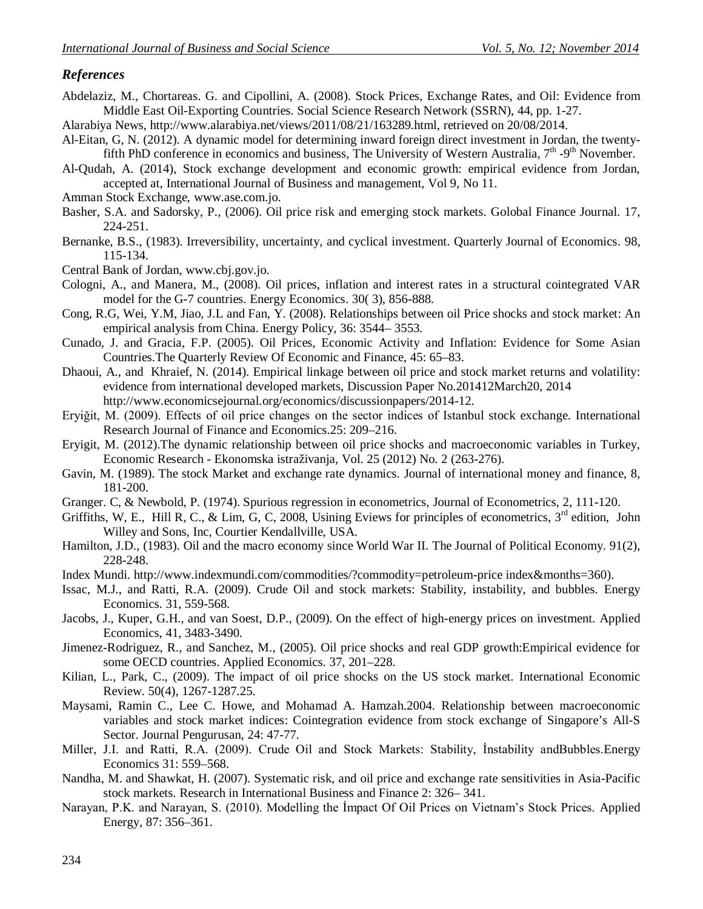## *References*

Abdelaziz, M., Chortareas. G. and Cipollini, A. (2008). Stock Prices, Exchange Rates, and Oil: Evidence from Middle East Oil-Exporting Countries. Social Science Research Network (SSRN), 44, pp. 1-27.

Alarabiya News, http://www.alarabiya.net/views/2011/08/21/163289.html, retrieved on 20/08/2014.

Al-Eitan, G, N. (2012). A dynamic model for determining inward foreign direct investment in Jordan, the twenty-fifth PhD conference in economics and business, The University of Western Australia, 7th -9th November.

Al-Qudah, A. (2014), Stock exchange development and economic growth: empirical evidence from Jordan, accepted at, International Journal of Business and management, Vol 9, No 11.

Amman Stock Exchange, www.ase.com.jo.

Basher, S.A. and Sadorsky, P., (2006). Oil price risk and emerging stock markets. Golobal Finance Journal. 17, 224-251.

Bernanke, B.S., (1983). Irreversibility, uncertainty, and cyclical investment. Quarterly Journal of Economics. 98, 115-134.

Central Bank of Jordan, www.cbj.gov.jo.

Cologni, A., and Manera, M., (2008). Oil prices, inflation and interest rates in a structural cointegrated VAR model for the G-7 countries. Energy Economics. 30( 3), 856-888.

Cong, R.G, Wei, Y.M, Jiao, J.L and Fan, Y. (2008). Relationships between oil Price shocks and stock market: An empirical analysis from China. Energy Policy, 36: 3544– 3553.

Cunado, J. and Gracia, F.P. (2005). Oil Prices, Economic Activity and Inflation: Evidence for Some Asian Countries.The Quarterly Review Of Economic and Finance, 45: 65–83.

Dhaoui, A., and Khraief, N. (2014). Empirical linkage between oil price and stock market returns and volatility: evidence from international developed markets, Discussion Paper No.201412March20, 2014 http://www.economicsejournal.org/economics/discussionpapers/2014-12.

Eryiğit, M. (2009). Effects of oil price changes on the sector indices of Istanbul stock exchange. International Research Journal of Finance and Economics.25: 209–216.

Eryigit, M. (2012).The dynamic relationship between oil price shocks and macroeconomic variables in Turkey, Economic Research - Ekonomska istraživanja, Vol. 25 (2012) No. 2 (263-276).

Gavin, M. (1989). The stock Market and exchange rate dynamics. Journal of international money and finance, 8, 181-200.

Granger. C, & Newbold, P. (1974). Spurious regression in econometrics, Journal of Econometrics, 2, 111-120.

Griffiths, W, E., Hill R, C., & Lim, G, C, 2008, Usining Eviews for principles of econometrics, 3rd edition, John Willey and Sons, Inc, Courtier Kendallville, USA.

Hamilton, J.D., (1983). Oil and the macro economy since World War II. The Journal of Political Economy. 91(2), 228-248.

Index Mundi. http://www.indexmundi.com/commodities/?commodity=petroleum-price index&months=360).

Issac, M.J., and Ratti, R.A. (2009). Crude Oil and stock markets: Stability, instability, and bubbles. Energy Economics. 31, 559-568.

Jacobs, J., Kuper, G.H., and van Soest, D.P., (2009). On the effect of high-energy prices on investment. Applied Economics, 41, 3483-3490.

Jimenez-Rodriguez, R., and Sanchez, M., (2005). Oil price shocks and real GDP growth:Empirical evidence for some OECD countries. Applied Economics. 37, 201–228.

Kilian, L., Park, C., (2009). The impact of oil price shocks on the US stock market. International Economic Review. 50(4), 1267-1287.25.

Maysami, Ramin C., Lee C. Howe, and Mohamad A. Hamzah.2004. Relationship between macroeconomic variables and stock market indices: Cointegration evidence from stock exchange of Singapore's All-S Sector. Journal Pengurusan, 24: 47-77.

Miller, J.I. and Ratti, R.A. (2009). Crude Oil and Stock Markets: Stability, İnstability andBubbles.Energy Economics 31: 559–568.

Nandha, M. and Shawkat, H. (2007). Systematic risk, and oil price and exchange rate sensitivities in Asia-Pacific stock markets. Research in International Business and Finance 2: 326– 341.

Narayan, P.K. and Narayan, S. (2010). Modelling the İmpact Of Oil Prices on Vietnam's Stock Prices. Applied Energy, 87: 356–361.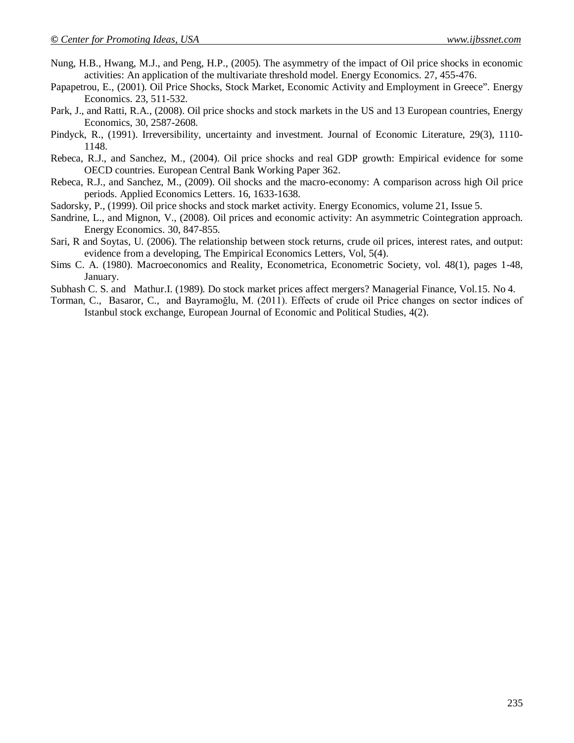Nung, H.B., Hwang, M.J., and Peng, H.P., (2005). The asymmetry of the impact of Oil price shocks in economic activities: An application of the multivariate threshold model. Energy Economics. 27, 455-476.

Papapetrou, E., (2001). Oil Price Shocks, Stock Market, Economic Activity and Employment in Greece". Energy Economics. 23, 511-532.

Park, J., and Ratti, R.A., (2008). Oil price shocks and stock markets in the US and 13 European countries, Energy Economics, 30, 2587-2608.

Pindyck, R., (1991). Irreversibility, uncertainty and investment. Journal of Economic Literature, 29(3), 1110-1148.

Rebeca, R.J., and Sanchez, M., (2004). Oil price shocks and real GDP growth: Empirical evidence for some OECD countries. European Central Bank Working Paper 362.

Rebeca, R.J., and Sanchez, M., (2009). Oil shocks and the macro-economy: A comparison across high Oil price periods. Applied Economics Letters. 16, 1633-1638.

Sadorsky, P., (1999). Oil price shocks and stock market activity. Energy Economics, volume 21, Issue 5.

Sandrine, L., and Mignon, V., (2008). Oil prices and economic activity: An asymmetric Cointegration approach. Energy Economics. 30, 847-855.

Sari, R and Soytas, U. (2006). The relationship between stock returns, crude oil prices, interest rates, and output: evidence from a developing, The Empirical Economics Letters, Vol, 5(4).

Sims C. A. (1980). Macroeconomics and Reality, Econometrica, Econometric Society, vol. 48(1), pages 1-48, January.

Subhash C. S. and Mathur.I. (1989). Do stock market prices affect mergers? Managerial Finance, Vol.15. No 4.

Torman, C., Basaror, C., and Bayramoğlu, M. (2011). Effects of crude oil Price changes on sector indices of Istanbul stock exchange, European Journal of Economic and Political Studies, 4(2).